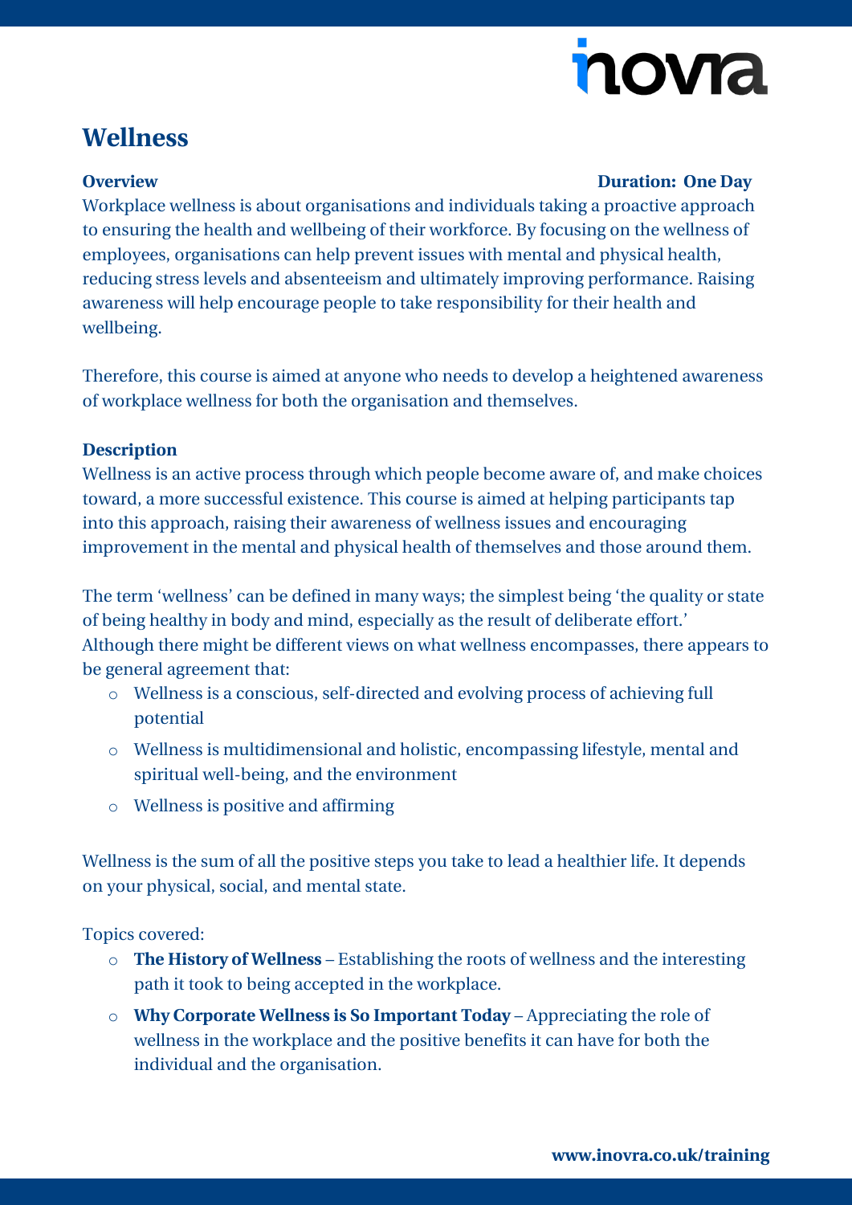# Wellness

**Overview** **Duration: One Day**

Workplace wellness is about organisations and individuals taking a proactive approach to ensuring the health and wellbeing of their workforce. By focusing on the wellness of employees, organisations can help prevent issues with mental and physical health, reducing stress levels and absenteeism and ultimately improving performance. Raising awareness will help encourage people to take responsibility for their health and wellbeing.

Therefore, this course is aimed at anyone who needs to develop a heightened awareness of workplace wellness for both the organisation and themselves.

**Description**

Wellness is an active process through which people become aware of, and make choices toward, a more successful existence. This course is aimed at helping participants tap into this approach, raising their awareness of wellness issues and encouraging improvement in the mental and physical health of themselves and those around them.

The term 'wellness' can be defined in many ways; the simplest being 'the quality or state of being healthy in body and mind, especially as the result of deliberate effort.' Although there might be different views on what wellness encompasses, there appears to be general agreement that:

- Wellness is a conscious, self-directed and evolving process of achieving full potential
- Wellness is multidimensional and holistic, encompassing lifestyle, mental and spiritual well-being, and the environment
- Wellness is positive and affirming

Wellness is the sum of all the positive steps you take to lead a healthier life. It depends on your physical, social, and mental state.

Topics covered:

- **The History of Wellness** – Establishing the roots of wellness and the interesting path it took to being accepted in the workplace.
- **Why Corporate Wellness is So Important Today** – Appreciating the role of wellness in the workplace and the positive benefits it can have for both the individual and the organisation.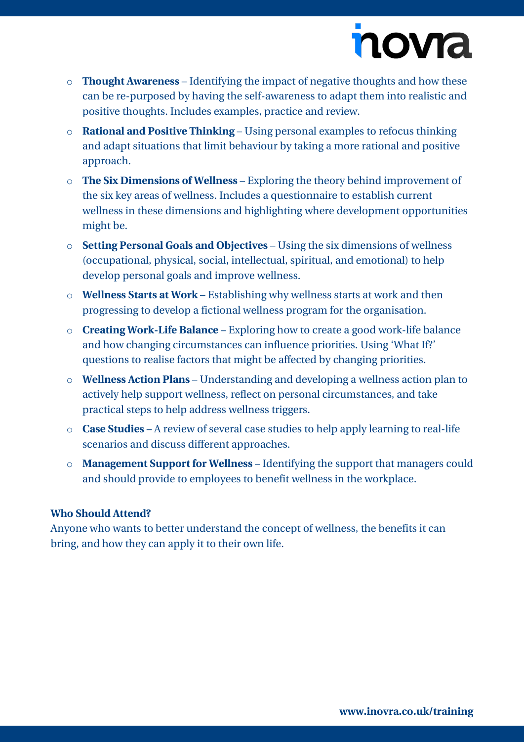- **Thought Awareness** – Identifying the impact of negative thoughts and how these can be re-purposed by having the self-awareness to adapt them into realistic and positive thoughts. Includes examples, practice and review.
- **Rational and Positive Thinking** – Using personal examples to refocus thinking and adapt situations that limit behaviour by taking a more rational and positive approach.
- **The Six Dimensions of Wellness** – Exploring the theory behind improvement of the six key areas of wellness. Includes a questionnaire to establish current wellness in these dimensions and highlighting where development opportunities might be.
- **Setting Personal Goals and Objectives** – Using the six dimensions of wellness (occupational, physical, social, intellectual, spiritual, and emotional) to help develop personal goals and improve wellness.
- **Wellness Starts at Work** – Establishing why wellness starts at work and then progressing to develop a fictional wellness program for the organisation.
- **Creating Work-Life Balance** – Exploring how to create a good work-life balance and how changing circumstances can influence priorities. Using 'What If?' questions to realise factors that might be affected by changing priorities.
- **Wellness Action Plans** – Understanding and developing a wellness action plan to actively help support wellness, reflect on personal circumstances, and take practical steps to help address wellness triggers.
- **Case Studies** – A review of several case studies to help apply learning to real-life scenarios and discuss different approaches.
- **Management Support for Wellness** – Identifying the support that managers could and should provide to employees to benefit wellness in the workplace.

**Who Should Attend?**

Anyone who wants to better understand the concept of wellness, the benefits it can bring, and how they can apply it to their own life.